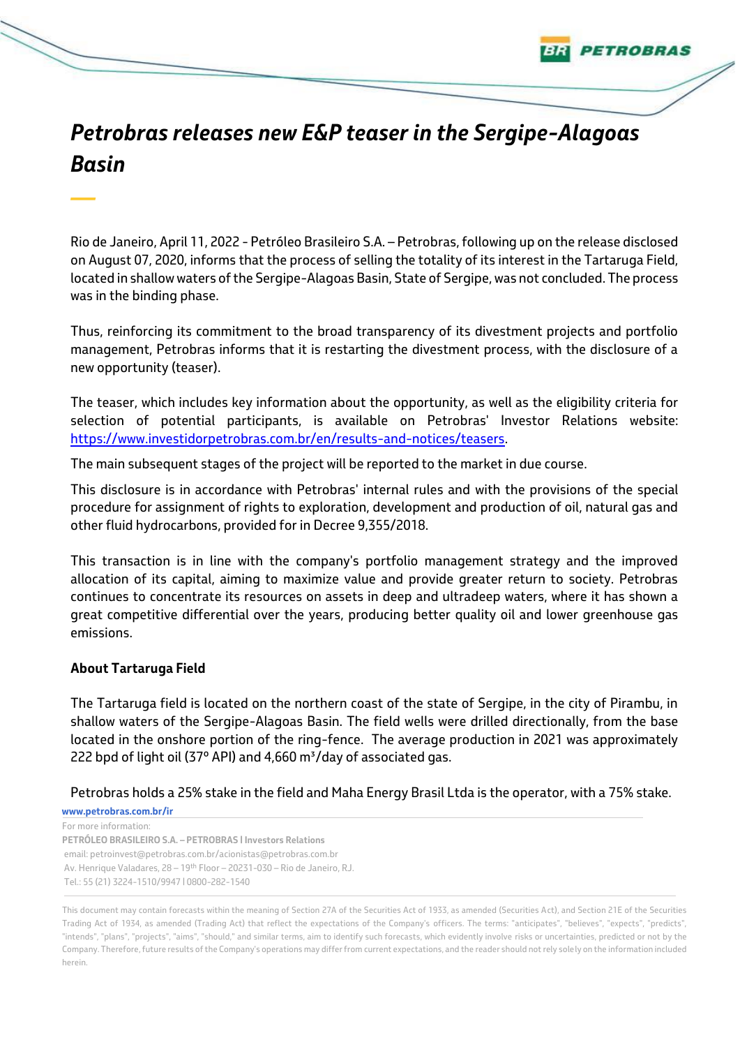# *Petrobras releases new E&P teaser in the Sergipe-Alagoas Basin*

Rio de Janeiro, April 11, 2022 - Petróleo Brasileiro S.A. – Petrobras, following up on the release disclosed on August 07, 2020, informs that the process of selling the totality of its interest in the Tartaruga Field, located in shallow waters of the Sergipe-Alagoas Basin, State of Sergipe, was not concluded. The process was in the binding phase.

Thus, reinforcing its commitment to the broad transparency of its divestment projects and portfolio management, Petrobras informs that it is restarting the divestment process, with the disclosure of a new opportunity (teaser).

The teaser, which includes key information about the opportunity, as well as the eligibility criteria for selection of potential participants, is available on Petrobras' Investor Relations website: https://www.investidorpetrobras.com.br/en/results-and-notices/teasers.

The main subsequent stages of the project will be reported to the market in due course.

This disclosure is in accordance with Petrobras' internal rules and with the provisions of the special procedure for assignment of rights to exploration, development and production of oil, natural gas and other fluid hydrocarbons, provided for in Decree 9,355/2018.

This transaction is in line with the company's portfolio management strategy and the improved allocation of its capital, aiming to maximize value and provide greater return to society. Petrobras continues to concentrate its resources on assets in deep and ultradeep waters, where it has shown a great competitive differential over the years, producing better quality oil and lower greenhouse gas emissions.

**About Tartaruga Field**

The Tartaruga field is located on the northern coast of the state of Sergipe, in the city of Pirambu, in shallow waters of the Sergipe-Alagoas Basin. The field wells were drilled directionally, from the base located in the onshore portion of the ring-fence. The average production in 2021 was approximately 222 bpd of light oil (37° API) and 4,660 $m^3$/day of associated gas.

Petrobras holds a 25% stake in the field and Maha Energy Brasil Ltda is the operator, with a 75% stake.

**www.petrobras.com.br/ir**

For more information:
**PETRÓLEO BRASILEIRO S.A. – PETROBRAS | Investors Relations**
email: petroinvest@petrobras.com.br/acionistas@petrobras.com.br
Av. Henrique Valadares, 28 – 19th Floor – 20231-030 – Rio de Janeiro, RJ.
Tel.: 55 (21) 3224-1510/9947 | 0800-282-1540

This document may contain forecasts within the meaning of Section 27A of the Securities Act of 1933, as amended (Securities Act), and Section 21E of the Securities Trading Act of 1934, as amended (Trading Act) that reflect the expectations of the Company's officers. The terms: "anticipates", "believes", "expects", "predicts", "intends", "plans", "projects", "aims", "should," and similar terms, aim to identify such forecasts, which evidently involve risks or uncertainties, predicted or not by the Company. Therefore, future results of the Company's operations may differ from current expectations, and the reader should not rely solely on the information included herein.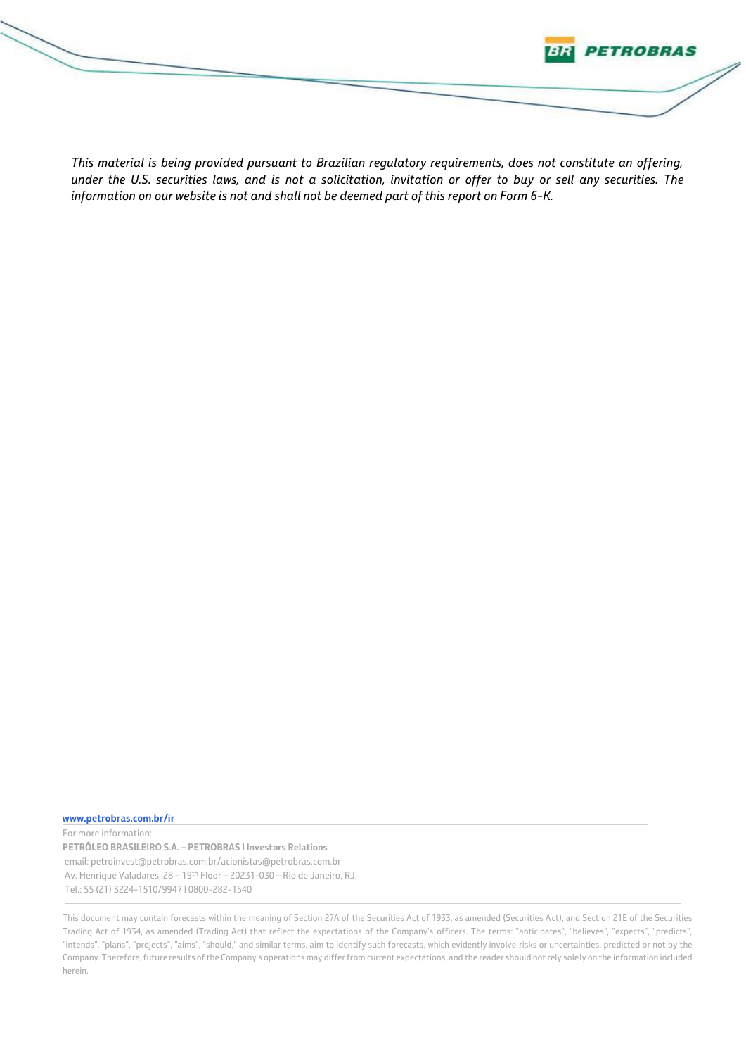*This material is being provided pursuant to Brazilian regulatory requirements, does not constitute an offering, under the U.S. securities laws, and is not a solicitation, invitation or offer to buy or sell any securities. The information on our website is not and shall not be deemed part of this report on Form 6-K.*

**www.petrobras.com.br/ir**

For more information:

**PETRÓLEO BRASILEIRO S.A. – PETROBRAS | Investors Relations**

email: petroinvest@petrobras.com.br/acionistas@petrobras.com.br

Av. Henrique Valadares, 28 – 19th Floor – 20231-030 – Rio de Janeiro, RJ.

Tel.: 55 (21) 3224-1510/9947 | 0800-282-1540

This document may contain forecasts within the meaning of Section 27A of the Securities Act of 1933, as amended (Securities Act), and Section 21E of the Securities Trading Act of 1934, as amended (Trading Act) that reflect the expectations of the Company's officers. The terms: "anticipates", "believes", "expects", "predicts", "intends", "plans", "projects", "aims", "should," and similar terms, aim to identify such forecasts, which evidently involve risks or uncertainties, predicted or not by the Company. Therefore, future results of the Company's operations may differ from current expectations, and the reader should not rely solely on the information included herein.